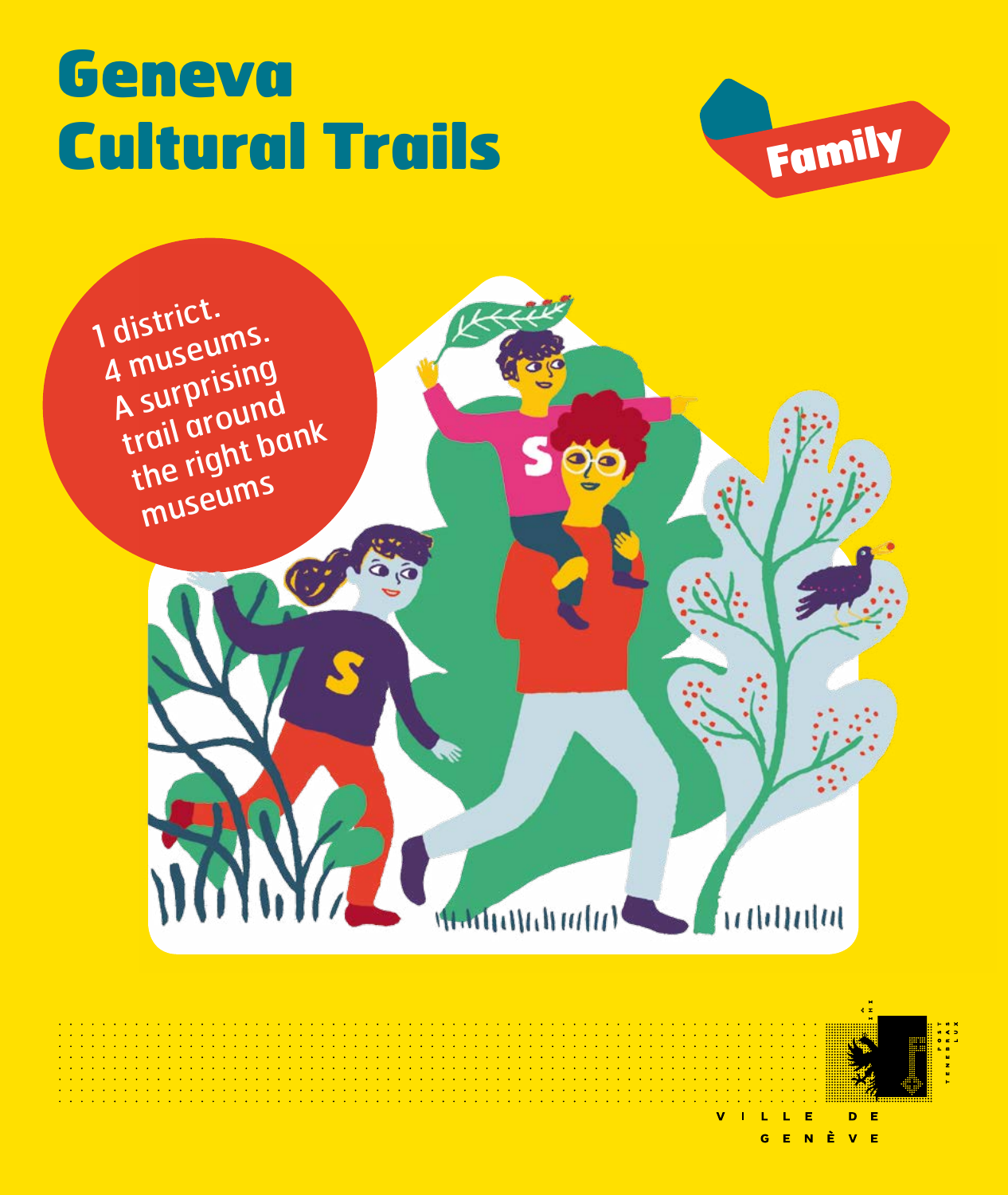# Geneva Cultural Trails

Family

1 district.
4 museums.
A surprising trail around the right bank museums

VILLE DE GENÈVE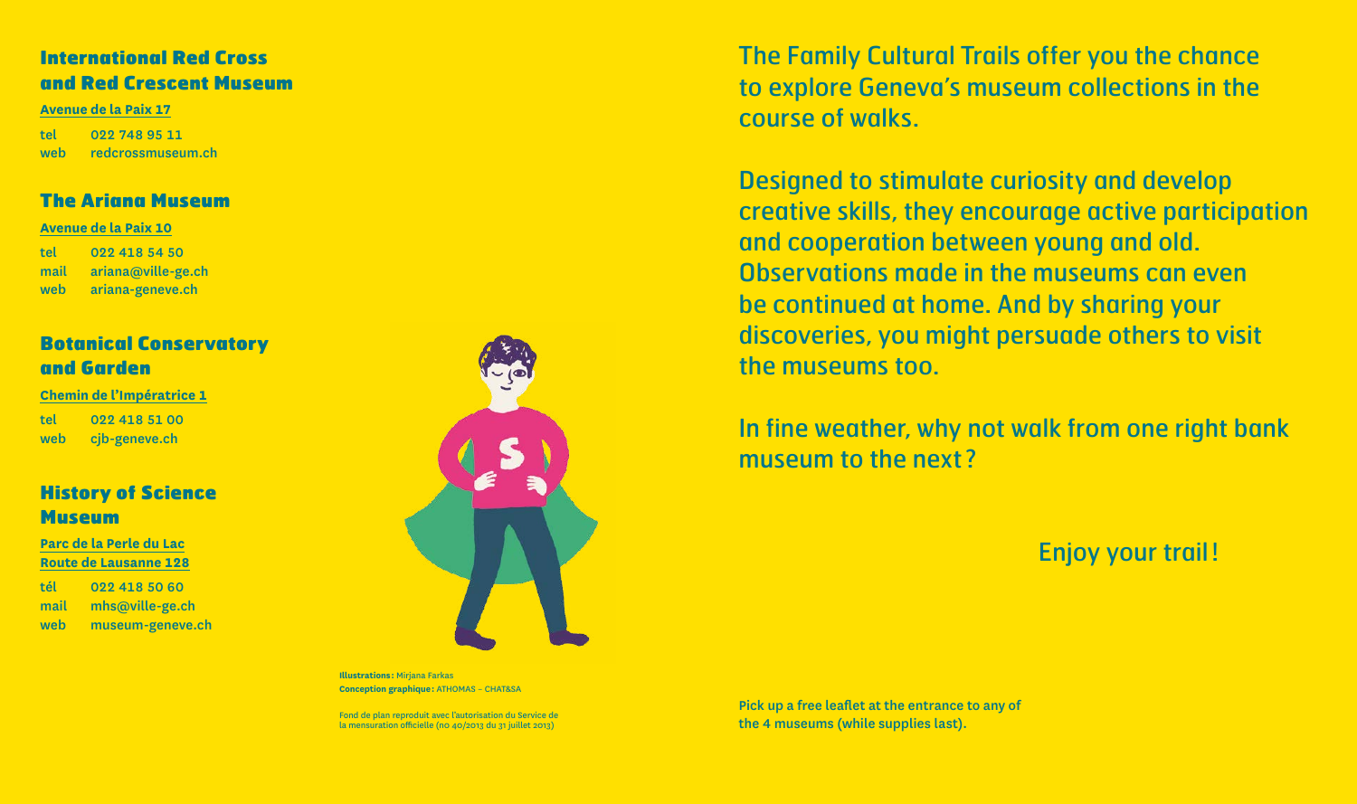## International Red Cross and Red Crescent Museum

**Avenue de la Paix 17**

tel 022 748 95 11
web redcrossmuseum.ch

## The Ariana Museum

**Avenue de la Paix 10**

tel 022 418 54 50
mail ariana@ville-ge.ch
web ariana-geneve.ch

## Botanical Conservatory and Garden

**Chemin de l'Impératrice 1**

tel 022 418 51 00
web cjb-geneve.ch

## History of Science Museum

**Parc de la Perle du Lac**
**Route de Lausanne 128**

tél 022 418 50 60
mail mhs@ville-ge.ch
web museum-geneve.ch

**Illustrations :** Mirjana Farkas
**Conception graphique :** ATHOMAS – CHAT&SA

Fond de plan reproduit avec l'autorisation du Service de la mensuration officielle (no 40/2013 du 31 juillet 2013)

The Family Cultural Trails offer you the chance to explore Geneva's museum collections in the course of walks.

Designed to stimulate curiosity and develop creative skills, they encourage active participation and cooperation between young and old. Observations made in the museums can even be continued at home. And by sharing your discoveries, you might persuade others to visit the museums too.

In fine weather, why not walk from one right bank museum to the next ?

Enjoy your trail !

Pick up a free leaflet at the entrance to any of the 4 museums (while supplies last).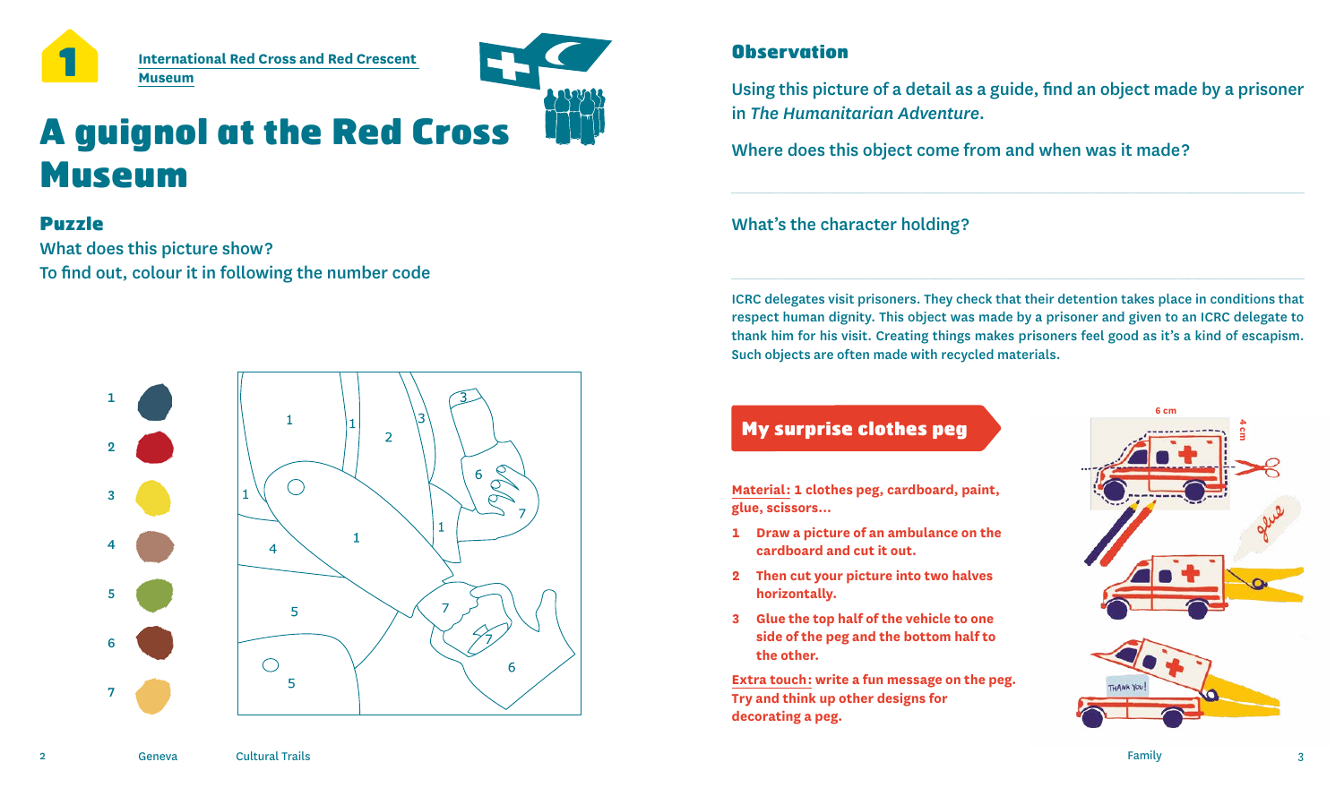1

International Red Cross and Red Crescent Museum

# A guignol at the Red Cross Museum

## Puzzle

What does this picture show?
To find out, colour it in following the number code

1
2
3
4
5
6
7

## Observation

Using this picture of a detail as a guide, find an object made by a prisoner in *The Humanitarian Adventure*.

Where does this object come from and when was it made?

What's the character holding?

ICRC delegates visit prisoners. They check that their detention takes place in conditions that respect human dignity. This object was made by a prisoner and given to an ICRC delegate to thank him for his visit. Creating things makes prisoners feel good as it's a kind of escapism. Such objects are often made with recycled materials.

## My surprise clothes peg

**Material:** 1 clothes peg, cardboard, paint, glue, scissors...

1. Draw a picture of an ambulance on the cardboard and cut it out.
2. Then cut your picture into two halves horizontally.
3. Glue the top half of the vehicle to one side of the peg and the bottom half to the other.

**Extra touch:** write a fun message on the peg. Try and think up other designs for decorating a peg.

6 cm
4 cm
glue
THANK YOU!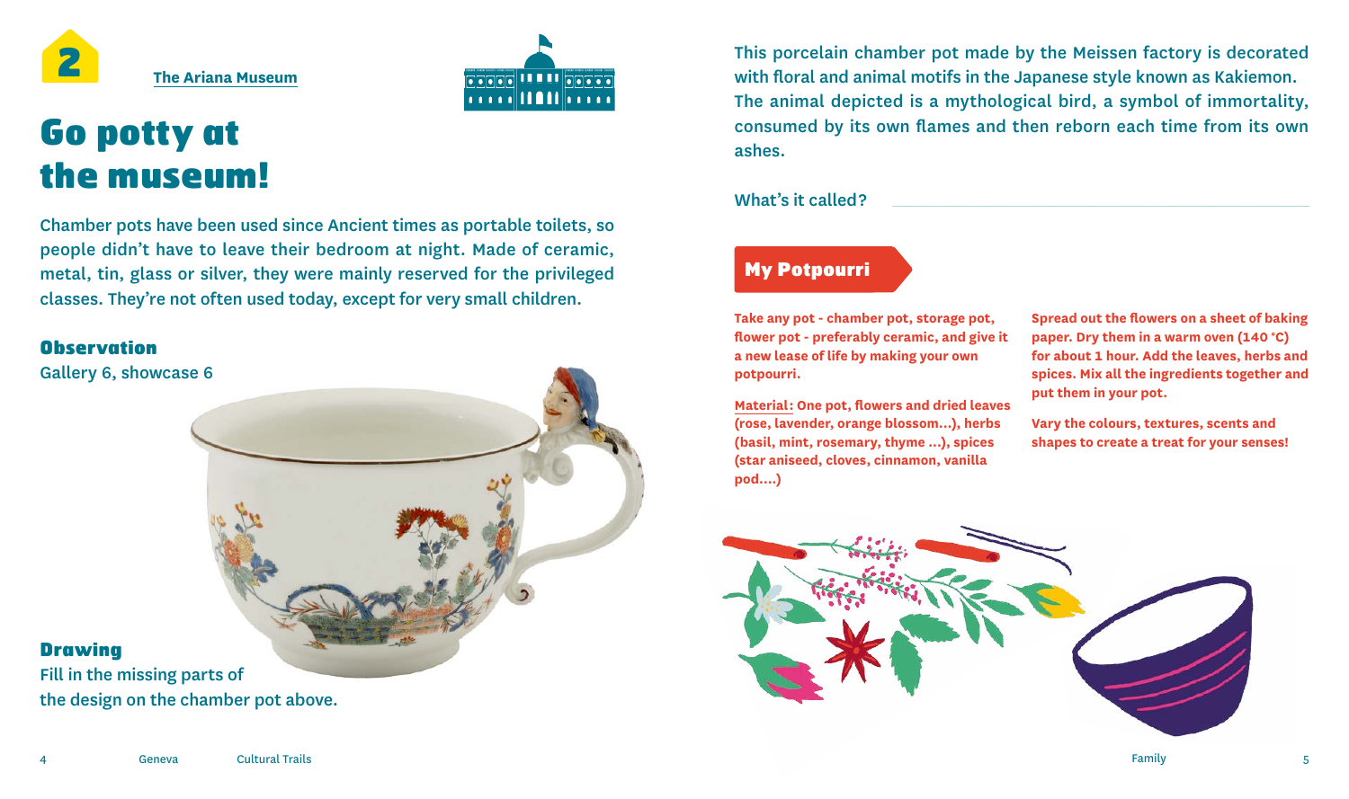2

The Ariana Museum

# Go potty at the museum!

Chamber pots have been used since Ancient times as portable toilets, so people didn't have to leave their bedroom at night. Made of ceramic, metal, tin, glass or silver, they were mainly reserved for the privileged classes. They're not often used today, except for very small children.

### Observation

Gallery 6, showcase 6

### Drawing

Fill in the missing parts of the design on the chamber pot above.

This porcelain chamber pot made by the Meissen factory is decorated with floral and animal motifs in the Japanese style known as Kakiemon. The animal depicted is a mythological bird, a symbol of immortality, consumed by its own flames and then reborn each time from its own ashes.

What's it called? ______________________

## My Potpourri

**Take any pot - chamber pot, storage pot, flower pot - preferably ceramic, and give it a new lease of life by making your own potpourri.**

**Material: One pot, flowers and dried leaves (rose, lavender, orange blossom...), herbs (basil, mint, rosemary, thyme ...), spices (star aniseed, cloves, cinnamon, vanilla pod....)**

**Spread out the flowers on a sheet of baking paper. Dry them in a warm oven (140 °C) for about 1 hour. Add the leaves, herbs and spices. Mix all the ingredients together and put them in your pot.**

**Vary the colours, textures, scents and shapes to create a treat for your senses!**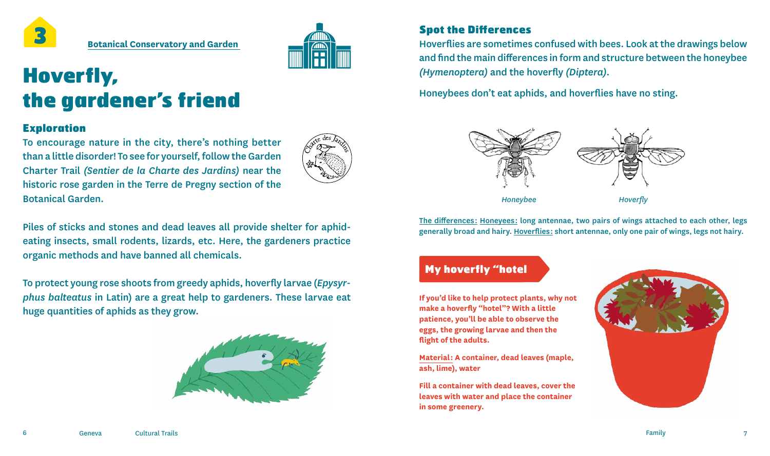3

Botanical Conservatory and Garden

# Hoverfly, the gardener's friend

### Exploration

To encourage nature in the city, there's nothing better than a little disorder! To see for yourself, follow the Garden Charter Trail *(Sentier de la Charte des Jardins)* near the historic rose garden in the Terre de Pregny section of the Botanical Garden.

Piles of sticks and stones and dead leaves all provide shelter for aphid-eating insects, small rodents, lizards, etc. Here, the gardeners practice organic methods and have banned all chemicals.

To protect young rose shoots from greedy aphids, hoverfly larvae (*Epysyrphus balteatus* in Latin) are a great help to gardeners. These larvae eat huge quantities of aphids as they grow.

### Spot the Differences

Hoverflies are sometimes confused with bees. Look at the drawings below and find the main differences in form and structure between the honeybee *(Hymenoptera)* and the hoverfly *(Diptera)*.

Honeybees don't eat aphids, and hoverflies have no sting.

*Honeybee* *Hoverfly*

The differences: Honeyees: long antennae, two pairs of wings attached to each other, legs generally broad and hairy. Hoverflies: short antennae, only one pair of wings, legs not hairy.

### My hoverfly "hotel

**If you'd like to help protect plants, why not make a hoverfly "hotel"? With a little patience, you'll be able to observe the eggs, the growing larvae and then the flight of the adults.**

**Material: A container, dead leaves (maple, ash, lime), water**

**Fill a container with dead leaves, cover the leaves with water and place the container in some greenery.**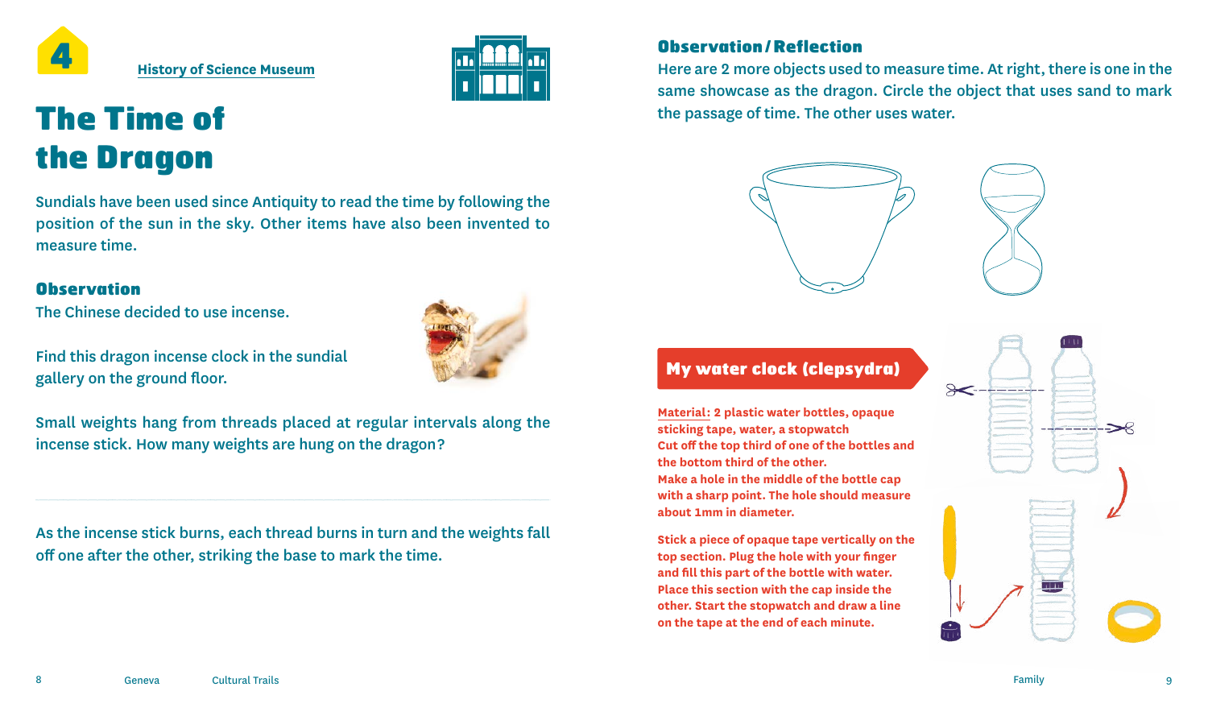4

History of Science Museum

# The Time of the Dragon

Sundials have been used since Antiquity to read the time by following the position of the sun in the sky. Other items have also been invented to measure time.

### Observation

The Chinese decided to use incense.

Find this dragon incense clock in the sundial gallery on the ground floor.

Small weights hang from threads placed at regular intervals along the incense stick. How many weights are hung on the dragon?

---

As the incense stick burns, each thread burns in turn and the weights fall off one after the other, striking the base to mark the time.

### Observation / Reflection

Here are 2 more objects used to measure time. At right, there is one in the same showcase as the dragon. Circle the object that uses sand to mark the passage of time. The other uses water.

## My water clock (clepsydra)

**Material:** 2 plastic water bottles, opaque sticking tape, water, a stopwatch
Cut off the top third of one of the bottles and the bottom third of the other.
Make a hole in the middle of the bottle cap with a sharp point. The hole should measure about 1mm in diameter.

Stick a piece of opaque tape vertically on the top section. Plug the hole with your finger and fill this part of the bottle with water. Place this section with the cap inside the other. Start the stopwatch and draw a line on the tape at the end of each minute.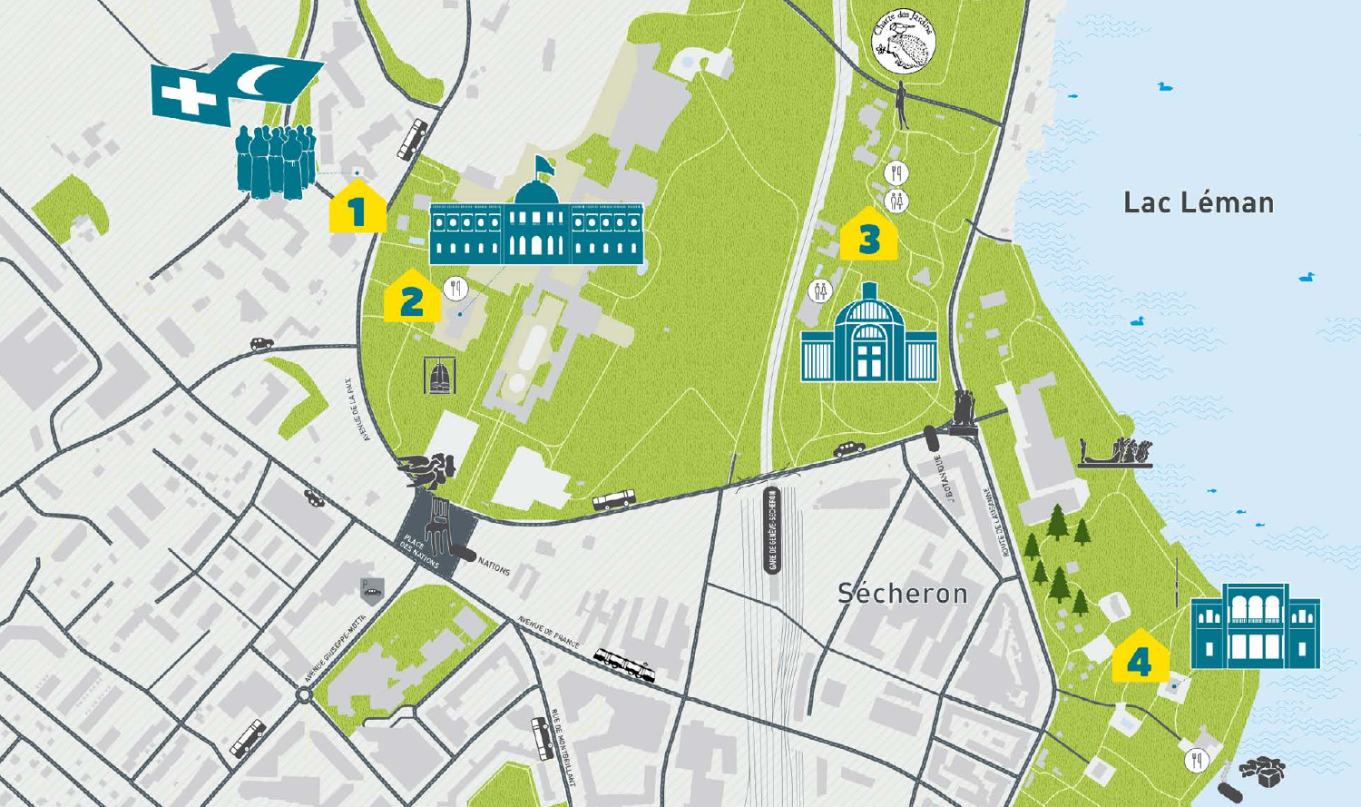Lac Léman

Sécheron

1

2

3

4

AVENUE DE LA PAIX

PLACE DES NATIONS

NATIONS

AVENUE DE FRANCE

AVENUE GIUSEPPE-MOTTA

RUE DE MONTBRILLANT

GARE DE GENÈVE-SÉCHERON

ROUTE DE LAUSANNE

J. BOTANIQUE

Charte des Jardins